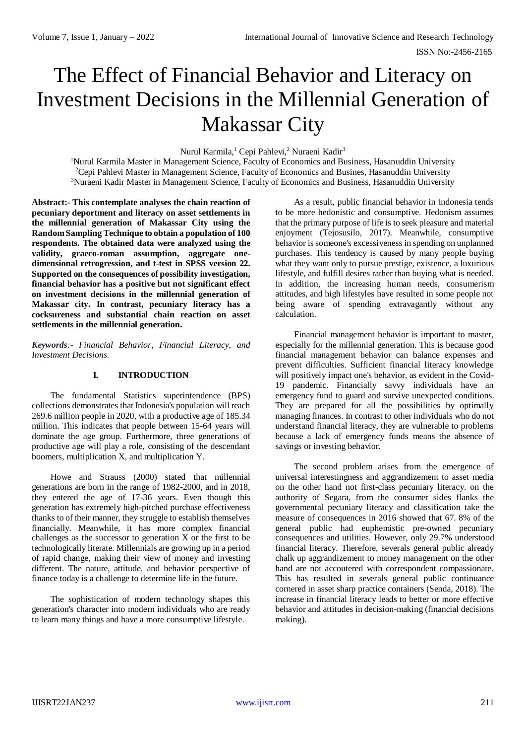# The Effect of Financial Behavior and Literacy on Investment Decisions in the Millennial Generation of Makassar City

Nurul Karmila,[1] Cepi Pahlevi,[2] Nuraeni Kadir[3]

[1]Nurul Karmila Master in Management Science, Faculty of Economics and Business, Hasanuddin University
[2]Cepi Pahlevi Master in Management Science, Faculty of Economics and Busines, Hasanuddin University
[3]Nuraeni Kadir Master in Management Science, Faculty of Economics and Business, Hasanuddin University

**Abstract:- This contemplate analyses the chain reaction of pecuniary deportment and literacy on asset settlements in the millennial generation of Makassar City using the Random Sampling Technique to obtain a population of 100 respondents. The obtained data were analyzed using the validity, graeco-roman assumption, aggregate one-dimensional retrogression, and t-test in SPSS version 22. Supported on the consequences of possibility investigation, financial behavior has a positive but not significant effect on investment decisions in the millennial generation of Makassar city. In contrast, pecuniary literacy has a cocksureness and substantial chain reaction on asset settlements in the millennial generation.**

***Keywords**:- Financial Behavior, Financial Literacy, and Investment Decisions.*

## I. INTRODUCTION

The fundamental Statistics superintendence (BPS) collections demonstrates that Indonesia's population will reach 269.6 million people in 2020, with a productive age of 185.34 million. This indicates that people between 15-64 years will dominate the age group. Furthermore, three generations of productive age will play a role, consisting of the descendant boomers, multiplication X, and multiplication Y.

Howe and Strauss (2000) stated that millennial generations are born in the range of 1982-2000, and in 2018, they entered the age of 17-36 years. Even though this generation has extremely high-pitched purchase effectiveness thanks to of their manner, they struggle to establish themselves financially. Meanwhile, it has more complex financial challenges as the successor to generation X or the first to be technologically literate. Millennials are growing up in a period of rapid change, making their view of money and investing different. The nature, attitude, and behavior perspective of finance today is a challenge to determine life in the future.

The sophistication of modern technology shapes this generation's character into modern individuals who are ready to learn many things and have a more consumptive lifestyle.

As a result, public financial behavior in Indonesia tends to be more hedonistic and consumptive. Hedonism assumes that the primary purpose of life is to seek pleasure and material enjoyment (Tejosusilo, 2017). Meanwhile, consumptive behavior is someone's excessiveness in spending on unplanned purchases. This tendency is caused by many people buying what they want only to pursue prestige, existence, a luxurious lifestyle, and fulfill desires rather than buying what is needed. In addition, the increasing human needs, consumerism attitudes, and high lifestyles have resulted in some people not being aware of spending extravagantly without any calculation.

Financial management behavior is important to master, especially for the millennial generation. This is because good financial management behavior can balance expenses and prevent difficulties. Sufficient financial literacy knowledge will positively impact one's behavior, as evident in the Covid-19 pandemic. Financially savvy individuals have an emergency fund to guard and survive unexpected conditions. They are prepared for all the possibilities by optimally managing finances. In contrast to other individuals who do not understand financial literacy, they are vulnerable to problems because a lack of emergency funds means the absence of savings or investing behavior.

The second problem arises from the emergence of universal interestingness and aggrandizement to asset media on the other hand not first-class pecuniary literacy. on the authority of Segara, from the consumer sides flanks the governmental pecuniary literacy and classification take the measure of consequences in 2016 showed that 67. 8% of the general public had euphemistic pre-owned pecuniary consequences and utilities. However, only 29.7% understood financial literacy. Therefore, severals general public already chalk up aggrandizement to money management on the other hand are not accoutered with correspondent compassionate. This has resulted in severals general public continuance cornered in asset sharp practice containers (Senda, 2018). The increase in financial literacy leads to better or more effective behavior and attitudes in decision-making (financial decisions making).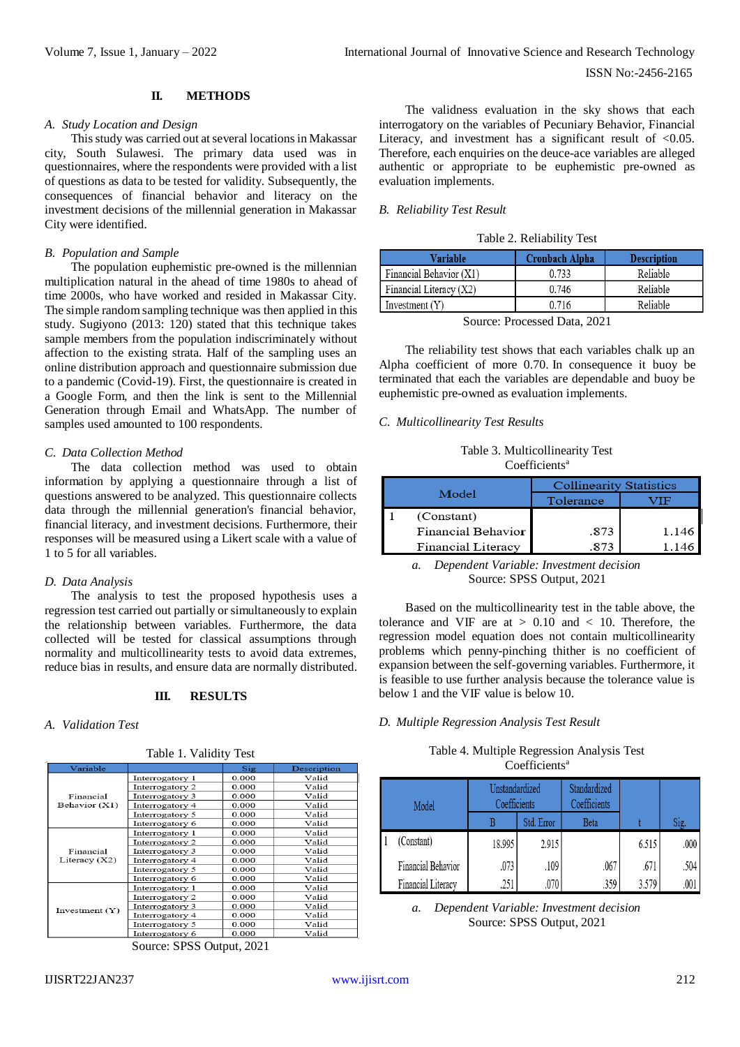## II. METHODS

### A. Study Location and Design

This study was carried out at several locations in Makassar city, South Sulawesi. The primary data used was in questionnaires, where the respondents were provided with a list of questions as data to be tested for validity. Subsequently, the consequences of financial behavior and literacy on the investment decisions of the millennial generation in Makassar City were identified.

### B. Population and Sample

The population euphemistic pre-owned is the millennian multiplication natural in the ahead of time 1980s to ahead of time 2000s, who have worked and resided in Makassar City. The simple random sampling technique was then applied in this study. Sugiyono (2013: 120) stated that this technique takes sample members from the population indiscriminately without affection to the existing strata. Half of the sampling uses an online distribution approach and questionnaire submission due to a pandemic (Covid-19). First, the questionnaire is created in a Google Form, and then the link is sent to the Millennial Generation through Email and WhatsApp. The number of samples used amounted to 100 respondents.

### C. Data Collection Method

The data collection method was used to obtain information by applying a questionnaire through a list of questions answered to be analyzed. This questionnaire collects data through the millennial generation's financial behavior, financial literacy, and investment decisions. Furthermore, their responses will be measured using a Likert scale with a value of 1 to 5 for all variables.

### D. Data Analysis

The analysis to test the proposed hypothesis uses a regression test carried out partially or simultaneously to explain the relationship between variables. Furthermore, the data collected will be tested for classical assumptions through normality and multicollinearity tests to avoid data extremes, reduce bias in results, and ensure data are normally distributed.

## III. RESULTS

### A. Validation Test

Table 1. Validity Test

| Variable | | Sig | Description |
|---|---|---|---|
| Financial Behavior (X1) | Interrogatory 1 | 0.000 | Valid |
| | Interrogatory 2 | 0.000 | Valid |
| | Interrogatory 3 | 0.000 | Valid |
| | Interrogatory 4 | 0.000 | Valid |
| | Interrogatory 5 | 0.000 | Valid |
| | Interrogatory 6 | 0.000 | Valid |
| Financial Literacy (X2) | Interrogatory 1 | 0.000 | Valid |
| | Interrogatory 2 | 0.000 | Valid |
| | Interrogatory 3 | 0.000 | Valid |
| | Interrogatory 4 | 0.000 | Valid |
| | Interrogatory 5 | 0.000 | Valid |
| | Interrogatory 6 | 0.000 | Valid |
| Investment (Y) | Interrogatory 1 | 0.000 | Valid |
| | Interrogatory 2 | 0.000 | Valid |
| | Interrogatory 3 | 0.000 | Valid |
| | Interrogatory 4 | 0.000 | Valid |
| | Interrogatory 5 | 0.000 | Valid |
| | Interrogatory 6 | 0.000 | Valid |

Source: SPSS Output, 2021

The validness evaluation in the sky shows that each interrogatory on the variables of Pecuniary Behavior, Financial Literacy, and investment has a significant result of <0.05. Therefore, each enquiries on the deuce-ace variables are alleged authentic or appropriate to be euphemistic pre-owned as evaluation implements.

### B. Reliability Test Result

Table 2. Reliability Test

| Variable | Cronbach Alpha | Description |
|---|---|---|
| Financial Behavior (X1) | 0.733 | Reliable |
| Financial Literacy (X2) | 0.746 | Reliable |
| Investment (Y) | 0.716 | Reliable |

Source: Processed Data, 2021

The reliability test shows that each variables chalk up an Alpha coefficient of more 0.70. In consequence it buoy be terminated that each the variables are dependable and buoy be euphemistic pre-owned as evaluation implements.

### C. Multicollinearity Test Results

Table 3. Multicollinearity Test
Coefficients[a]

| Model | | Collinearity Statistics | |
|---|---|---|---|
| | | Tolerance | VIF |
| 1 | (Constant) | | |
| | Financial Behavior | .873 | 1.146 |
| | Financial Literacy | .873 | 1.146 |

*a. Dependent Variable: Investment decision*
Source: SPSS Output, 2021

Based on the multicollinearity test in the table above, the tolerance and VIF are at > 0.10 and < 10. Therefore, the regression model equation does not contain multicollinearity problems which penny-pinching thither is no coefficient of expansion between the self-governing variables. Furthermore, it is feasible to use further analysis because the tolerance value is below 1 and the VIF value is below 10.

### D. Multiple Regression Analysis Test Result

Table 4. Multiple Regression Analysis Test
Coefficients[a]

| Model | | Unstandardized Coefficients | | Standardized Coefficients | t | Sig. |
|---|---|---|---|---|---|---|
| | | B | Std. Error | Beta | | |
| 1 | (Constant) | 18.995 | 2.915 | | 6.515 | .000 |
| | Financial Behavior | .073 | .109 | .067 | .671 | .504 |
| | Financial Literacy | .251 | .070 | .359 | 3.579 | .001 |

*a. Dependent Variable: Investment decision*
Source: SPSS Output, 2021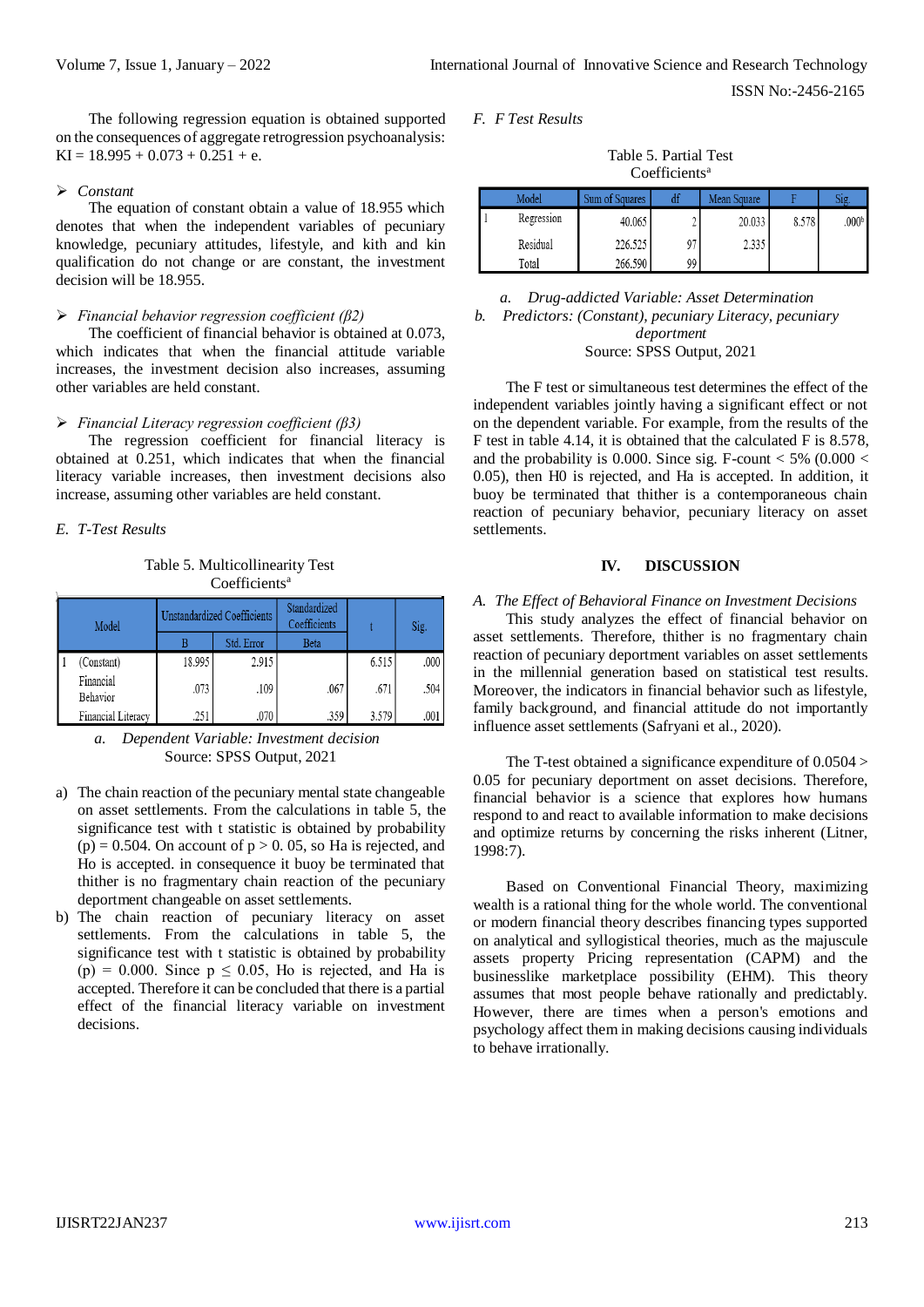The following regression equation is obtained supported on the consequences of aggregate retrogression psychoanalysis: KI = 18.995 + 0.073 + 0.251 + e.

- *Constant*

The equation of constant obtain a value of 18.955 which denotes that when the independent variables of pecuniary knowledge, pecuniary attitudes, lifestyle, and kith and kin qualification do not change or are constant, the investment decision will be 18.955.

- *Financial behavior regression coefficient (β2)*

The coefficient of financial behavior is obtained at 0.073, which indicates that when the financial attitude variable increases, the investment decision also increases, assuming other variables are held constant.

- *Financial Literacy regression coefficient (β3)*

The regression coefficient for financial literacy is obtained at 0.251, which indicates that when the financial literacy variable increases, then investment decisions also increase, assuming other variables are held constant.

*E. T-Test Results*

Table 5. Multicollinearity Test
Coefficients[a]

| Model | | Unstandardized Coefficients | | Standardized Coefficients | t | Sig. |
|---|---|---|---|---|---|---|
| | | B | Std. Error | Beta | | |
| 1 | (Constant) | 18.995 | 2.915 | | 6.515 | .000 |
| | Financial Behavior | .073 | .109 | .067 | .671 | .504 |
| | Financial Literacy | .251 | .070 | .359 | 3.579 | .001 |

*a. Dependent Variable: Investment decision*
Source: SPSS Output, 2021

a) The chain reaction of the pecuniary mental state changeable on asset settlements. From the calculations in table 5, the significance test with t statistic is obtained by probability (p) = 0.504. On account of p > 0. 05, so Ha is rejected, and Ho is accepted. in consequence it buoy be terminated that thither is no fragmentary chain reaction of the pecuniary deportment changeable on asset settlements.
b) The chain reaction of pecuniary literacy on asset settlements. From the calculations in table 5, the significance test with t statistic is obtained by probability (p) = 0.000. Since p ≤ 0.05, Ho is rejected, and Ha is accepted. Therefore it can be concluded that there is a partial effect of the financial literacy variable on investment decisions.

*F. F Test Results*

Table 5. Partial Test
Coefficients[a]

| Model | | Sum of Squares | df | Mean Square | F | Sig. |
|---|---|---|---|---|---|---|
| 1 | Regression | 40.065 | 2 | 20.033 | 8.578 | .000[b] |
| | Residual | 226.525 | 97 | 2.335 | | |
| | Total | 266.590 | 99 | | | |

*a. Drug-addicted Variable: Asset Determination*
*b. Predictors: (Constant), pecuniary Literacy, pecuniary deportment*
Source: SPSS Output, 2021

The F test or simultaneous test determines the effect of the independent variables jointly having a significant effect or not on the dependent variable. For example, from the results of the F test in table 4.14, it is obtained that the calculated F is 8.578, and the probability is 0.000. Since sig. F-count < 5% (0.000 < 0.05), then H0 is rejected, and Ha is accepted. In addition, it buoy be terminated that thither is a contemporaneous chain reaction of pecuniary behavior, pecuniary literacy on asset settlements.

## IV. DISCUSSION

*A. The Effect of Behavioral Finance on Investment Decisions*

This study analyzes the effect of financial behavior on asset settlements. Therefore, thither is no fragmentary chain reaction of pecuniary deportment variables on asset settlements in the millennial generation based on statistical test results. Moreover, the indicators in financial behavior such as lifestyle, family background, and financial attitude do not importantly influence asset settlements (Safryani et al., 2020).

The T-test obtained a significance expenditure of 0.0504 > 0.05 for pecuniary deportment on asset decisions. Therefore, financial behavior is a science that explores how humans respond to and react to available information to make decisions and optimize returns by concerning the risks inherent (Litner, 1998:7).

Based on Conventional Financial Theory, maximizing wealth is a rational thing for the whole world. The conventional or modern financial theory describes financing types supported on analytical and syllogistical theories, much as the majuscule assets property Pricing representation (CAPM) and the businesslike marketplace possibility (EHM). This theory assumes that most people behave rationally and predictably. However, there are times when a person's emotions and psychology affect them in making decisions causing individuals to behave irrationally.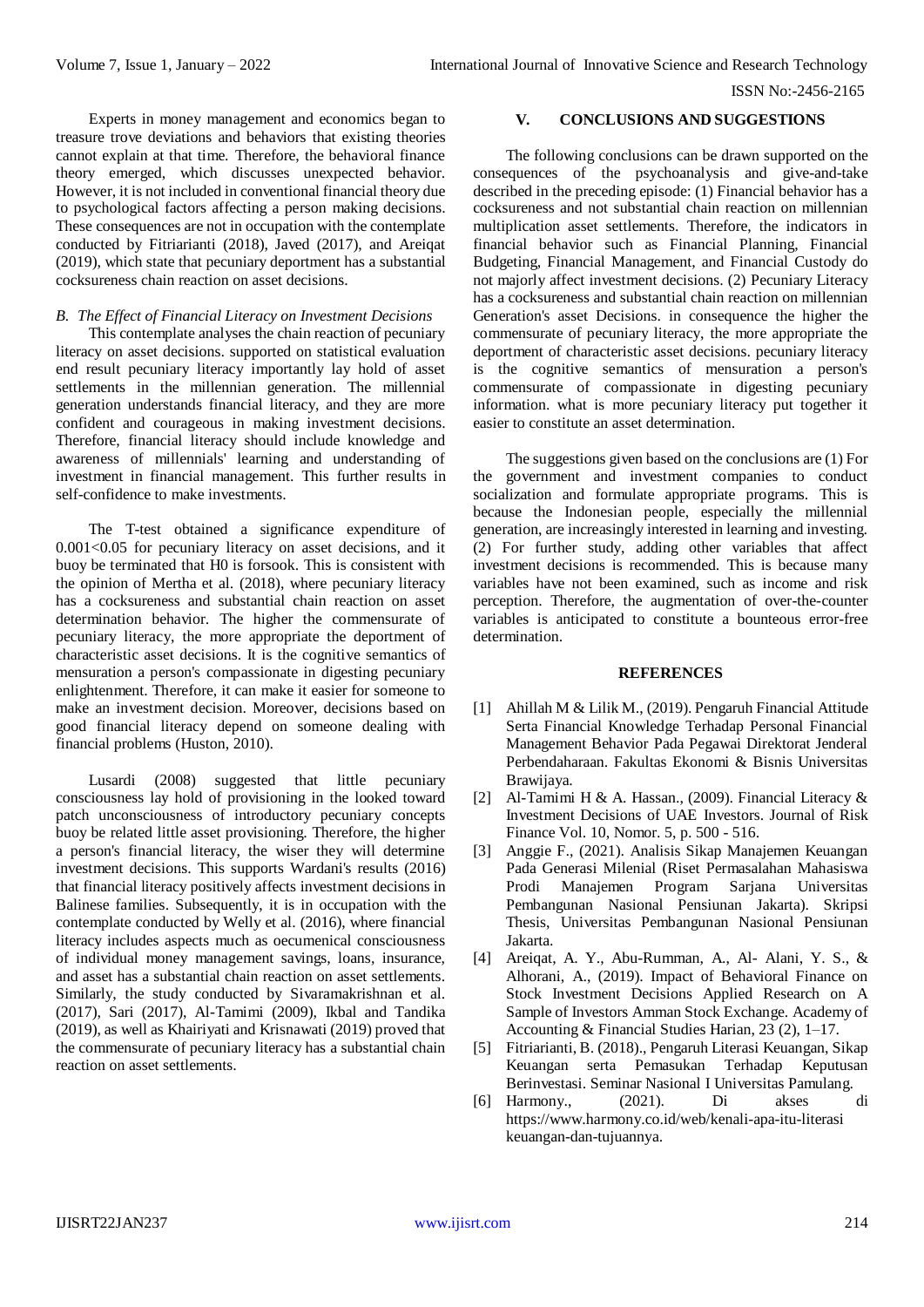Experts in money management and economics began to treasure trove deviations and behaviors that existing theories cannot explain at that time. Therefore, the behavioral finance theory emerged, which discusses unexpected behavior. However, it is not included in conventional financial theory due to psychological factors affecting a person making decisions. These consequences are not in occupation with the contemplate conducted by Fitriarianti (2018), Javed (2017), and Areiqat (2019), which state that pecuniary deportment has a substantial cocksureness chain reaction on asset decisions.

### B. The Effect of Financial Literacy on Investment Decisions

This contemplate analyses the chain reaction of pecuniary literacy on asset decisions. supported on statistical evaluation end result pecuniary literacy importantly lay hold of asset settlements in the millennian generation. The millennial generation understands financial literacy, and they are more confident and courageous in making investment decisions. Therefore, financial literacy should include knowledge and awareness of millennials' learning and understanding of investment in financial management. This further results in self-confidence to make investments.

The T-test obtained a significance expenditure of 0.001<0.05 for pecuniary literacy on asset decisions, and it buoy be terminated that H0 is forsook. This is consistent with the opinion of Mertha et al. (2018), where pecuniary literacy has a cocksureness and substantial chain reaction on asset determination behavior. The higher the commensurate of pecuniary literacy, the more appropriate the deportment of characteristic asset decisions. It is the cognitive semantics of mensuration a person's compassionate in digesting pecuniary enlightenment. Therefore, it can make it easier for someone to make an investment decision. Moreover, decisions based on good financial literacy depend on someone dealing with financial problems (Huston, 2010).

Lusardi (2008) suggested that little pecuniary consciousness lay hold of provisioning in the looked toward patch unconsciousness of introductory pecuniary concepts buoy be related little asset provisioning. Therefore, the higher a person's financial literacy, the wiser they will determine investment decisions. This supports Wardani's results (2016) that financial literacy positively affects investment decisions in Balinese families. Subsequently, it is in occupation with the contemplate conducted by Welly et al. (2016), where financial literacy includes aspects much as oecumenical consciousness of individual money management savings, loans, insurance, and asset has a substantial chain reaction on asset settlements. Similarly, the study conducted by Sivaramakrishnan et al. (2017), Sari (2017), Al-Tamimi (2009), Ikbal and Tandika (2019), as well as Khairiyati and Krisnawati (2019) proved that the commensurate of pecuniary literacy has a substantial chain reaction on asset settlements.

## V. CONCLUSIONS AND SUGGESTIONS

The following conclusions can be drawn supported on the consequences of the psychoanalysis and give-and-take described in the preceding episode: (1) Financial behavior has a cocksureness and not substantial chain reaction on millennian multiplication asset settlements. Therefore, the indicators in financial behavior such as Financial Planning, Financial Budgeting, Financial Management, and Financial Custody do not majorly affect investment decisions. (2) Pecuniary Literacy has a cocksureness and substantial chain reaction on millennian Generation's asset Decisions. in consequence the higher the commensurate of pecuniary literacy, the more appropriate the deportment of characteristic asset decisions. pecuniary literacy is the cognitive semantics of mensuration a person's commensurate of compassionate in digesting pecuniary information. what is more pecuniary literacy put together it easier to constitute an asset determination.

The suggestions given based on the conclusions are (1) For the government and investment companies to conduct socialization and formulate appropriate programs. This is because the Indonesian people, especially the millennial generation, are increasingly interested in learning and investing. (2) For further study, adding other variables that affect investment decisions is recommended. This is because many variables have not been examined, such as income and risk perception. Therefore, the augmentation of over-the-counter variables is anticipated to constitute a bounteous error-free determination.

## REFERENCES

[1] Ahillah M & Lilik M., (2019). Pengaruh Financial Attitude Serta Financial Knowledge Terhadap Personal Financial Management Behavior Pada Pegawai Direktorat Jenderal Perbendaharaan. Fakultas Ekonomi & Bisnis Universitas Brawijaya.

[2] Al-Tamimi H & A. Hassan., (2009). Financial Literacy & Investment Decisions of UAE Investors. Journal of Risk Finance Vol. 10, Nomor. 5, p. 500 - 516.

[3] Anggie F., (2021). Analisis Sikap Manajemen Keuangan Pada Generasi Milenial (Riset Permasalahan Mahasiswa Prodi Manajemen Program Sarjana Universitas Pembangunan Nasional Pensiunan Jakarta). Skripsi Thesis, Universitas Pembangunan Nasional Pensiunan Jakarta.

[4] Areiqat, A. Y., Abu-Rumman, A., Al- Alani, Y. S., & Alhorani, A., (2019). Impact of Behavioral Finance on Stock Investment Decisions Applied Research on A Sample of Investors Amman Stock Exchange. Academy of Accounting & Financial Studies Harian, 23 (2), 1–17.

[5] Fitriarianti, B. (2018)., Pengaruh Literasi Keuangan, Sikap Keuangan serta Pemasukan Terhadap Keputusan Berinvestasi. Seminar Nasional I Universitas Pamulang.

[6] Harmony., (2021). Di akses di https://www.harmony.co.id/web/kenali-apa-itu-literasi keuangan-dan-tujuannya.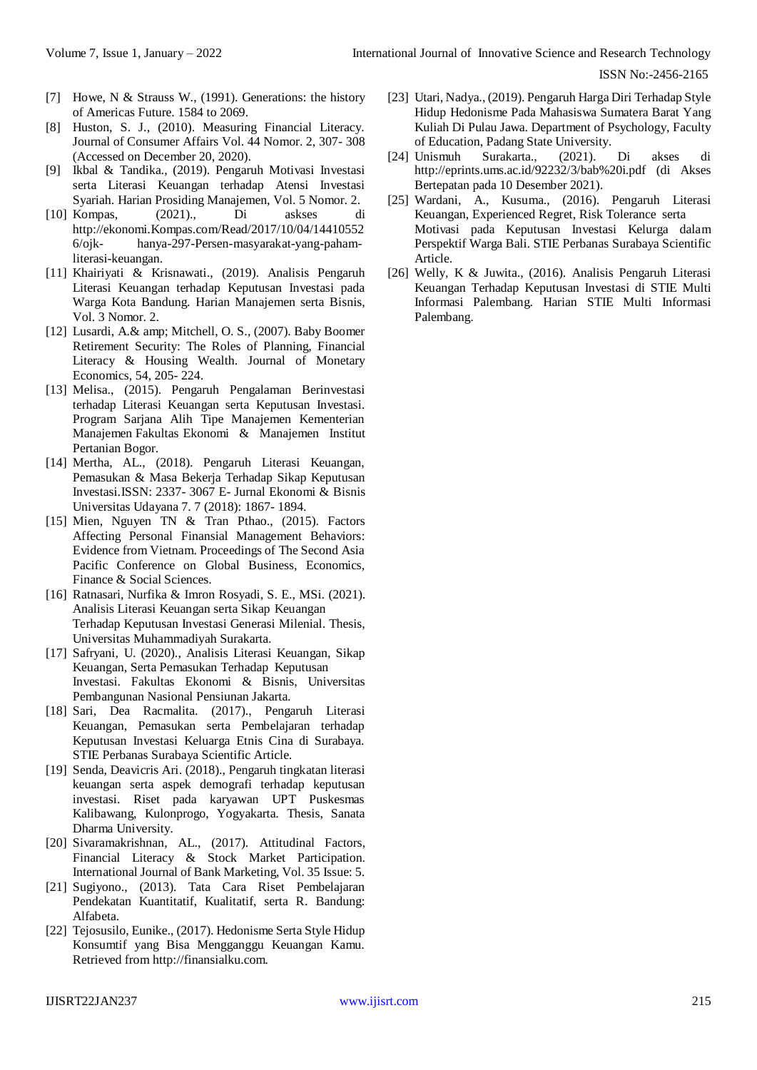[7] Howe, N & Strauss W., (1991). Generations: the history of Americas Future. 1584 to 2069.

[8] Huston, S. J., (2010). Measuring Financial Literacy. Journal of Consumer Affairs Vol. 44 Nomor. 2, 307- 308 (Accessed on December 20, 2020).

[9] Ikbal & Tandika., (2019). Pengaruh Motivasi Investasi serta Literasi Keuangan terhadap Atensi Investasi Syariah. Harian Prosiding Manajemen, Vol. 5 Nomor. 2.

[10] Kompas, (2021)., Di askses di http://ekonomi.Kompas.com/Read/2017/10/04/144105526/ojk- hanya-297-Persen-masyarakat-yang-paham-literasi-keuangan.

[11] Khairiyati & Krisnawati., (2019). Analisis Pengaruh Literasi Keuangan terhadap Keputusan Investasi pada Warga Kota Bandung. Harian Manajemen serta Bisnis, Vol. 3 Nomor. 2.

[12] Lusardi, A.& amp; Mitchell, O. S., (2007). Baby Boomer Retirement Security: The Roles of Planning, Financial Literacy & Housing Wealth. Journal of Monetary Economics, 54, 205- 224.

[13] Melisa., (2015). Pengaruh Pengalaman Berinvestasi terhadap Literasi Keuangan serta Keputusan Investasi. Program Sarjana Alih Tipe Manajemen Kementerian Manajemen Fakultas Ekonomi & Manajemen Institut Pertanian Bogor.

[14] Mertha, AL., (2018). Pengaruh Literasi Keuangan, Pemasukan & Masa Bekerja Terhadap Sikap Keputusan Investasi.ISSN: 2337- 3067 E- Jurnal Ekonomi & Bisnis Universitas Udayana 7. 7 (2018): 1867- 1894.

[15] Mien, Nguyen TN & Tran Pthao., (2015). Factors Affecting Personal Finansial Management Behaviors: Evidence from Vietnam. Proceedings of The Second Asia Pacific Conference on Global Business, Economics, Finance & Social Sciences.

[16] Ratnasari, Nurfika & Imron Rosyadi, S. E., MSi. (2021). Analisis Literasi Keuangan serta Sikap Keuangan Terhadap Keputusan Investasi Generasi Milenial. Thesis, Universitas Muhammadiyah Surakarta.

[17] Safryani, U. (2020)., Analisis Literasi Keuangan, Sikap Keuangan, Serta Pemasukan Terhadap Keputusan Investasi. Fakultas Ekonomi & Bisnis, Universitas Pembangunan Nasional Pensiunan Jakarta.

[18] Sari, Dea Racmalita. (2017)., Pengaruh Literasi Keuangan, Pemasukan serta Pembelajaran terhadap Keputusan Investasi Keluarga Etnis Cina di Surabaya. STIE Perbanas Surabaya Scientific Article.

[19] Senda, Deavicris Ari. (2018)., Pengaruh tingkatan literasi keuangan serta aspek demografi terhadap keputusan investasi. Riset pada karyawan UPT Puskesmas Kalibawang, Kulonprogo, Yogyakarta. Thesis, Sanata Dharma University.

[20] Sivaramakrishnan, AL., (2017). Attitudinal Factors, Financial Literacy & Stock Market Participation. International Journal of Bank Marketing, Vol. 35 Issue: 5.

[21] Sugiyono., (2013). Tata Cara Riset Pembelajaran Pendekatan Kuantitatif, Kualitatif, serta R. Bandung: Alfabeta.

[22] Tejosusilo, Eunike., (2017). Hedonisme Serta Style Hidup Konsumtif yang Bisa Mengganggu Keuangan Kamu. Retrieved from http://finansialku.com.

[23] Utari, Nadya., (2019). Pengaruh Harga Diri Terhadap Style Hidup Hedonisme Pada Mahasiswa Sumatera Barat Yang Kuliah Di Pulau Jawa. Department of Psychology, Faculty of Education, Padang State University.

[24] Unismuh Surakarta., (2021). Di akses di http://eprints.ums.ac.id/92232/3/bab%20i.pdf (di Akses Bertepatan pada 10 Desember 2021).

[25] Wardani, A., Kusuma., (2016). Pengaruh Literasi Keuangan, Experienced Regret, Risk Tolerance serta Motivasi pada Keputusan Investasi Kelurga dalam Perspektif Warga Bali. STIE Perbanas Surabaya Scientific Article.

[26] Welly, K & Juwita., (2016). Analisis Pengaruh Literasi Keuangan Terhadap Keputusan Investasi di STIE Multi Informasi Palembang. Harian STIE Multi Informasi Palembang.